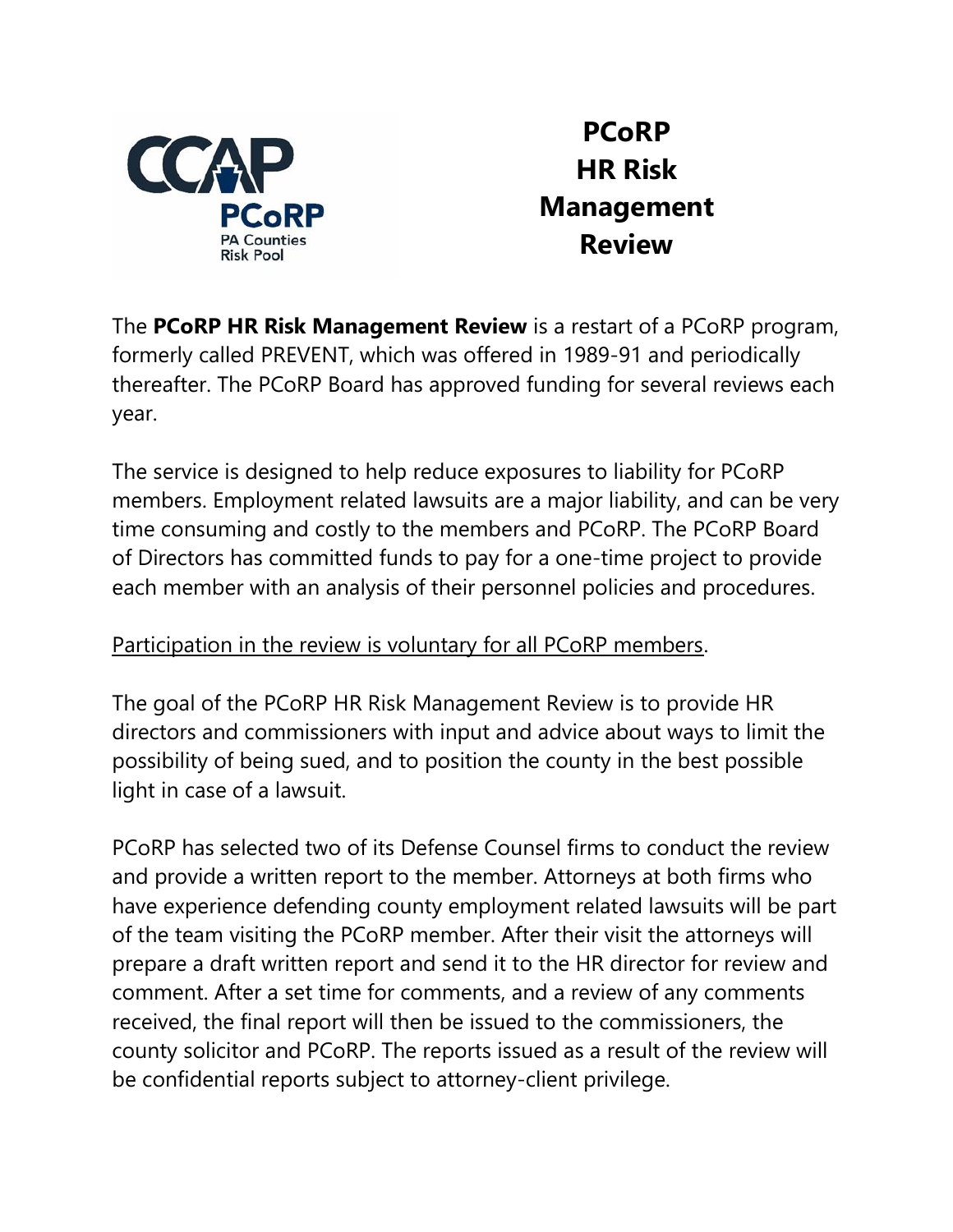# PCoRP HR Risk Management Review

The **PCoRP HR Risk Management Review** is a restart of a PCoRP program, formerly called PREVENT, which was offered in 1989-91 and periodically thereafter. The PCoRP Board has approved funding for several reviews each year.

The service is designed to help reduce exposures to liability for PCoRP members. Employment related lawsuits are a major liability, and can be very time consuming and costly to the members and PCoRP. The PCoRP Board of Directors has committed funds to pay for a one-time project to provide each member with an analysis of their personnel policies and procedures.

<u>Participation in the review is voluntary for all PCoRP members</u>.

The goal of the PCoRP HR Risk Management Review is to provide HR directors and commissioners with input and advice about ways to limit the possibility of being sued, and to position the county in the best possible light in case of a lawsuit.

PCoRP has selected two of its Defense Counsel firms to conduct the review and provide a written report to the member. Attorneys at both firms who have experience defending county employment related lawsuits will be part of the team visiting the PCoRP member. After their visit the attorneys will prepare a draft written report and send it to the HR director for review and comment. After a set time for comments, and a review of any comments received, the final report will then be issued to the commissioners, the county solicitor and PCoRP. The reports issued as a result of the review will be confidential reports subject to attorney-client privilege.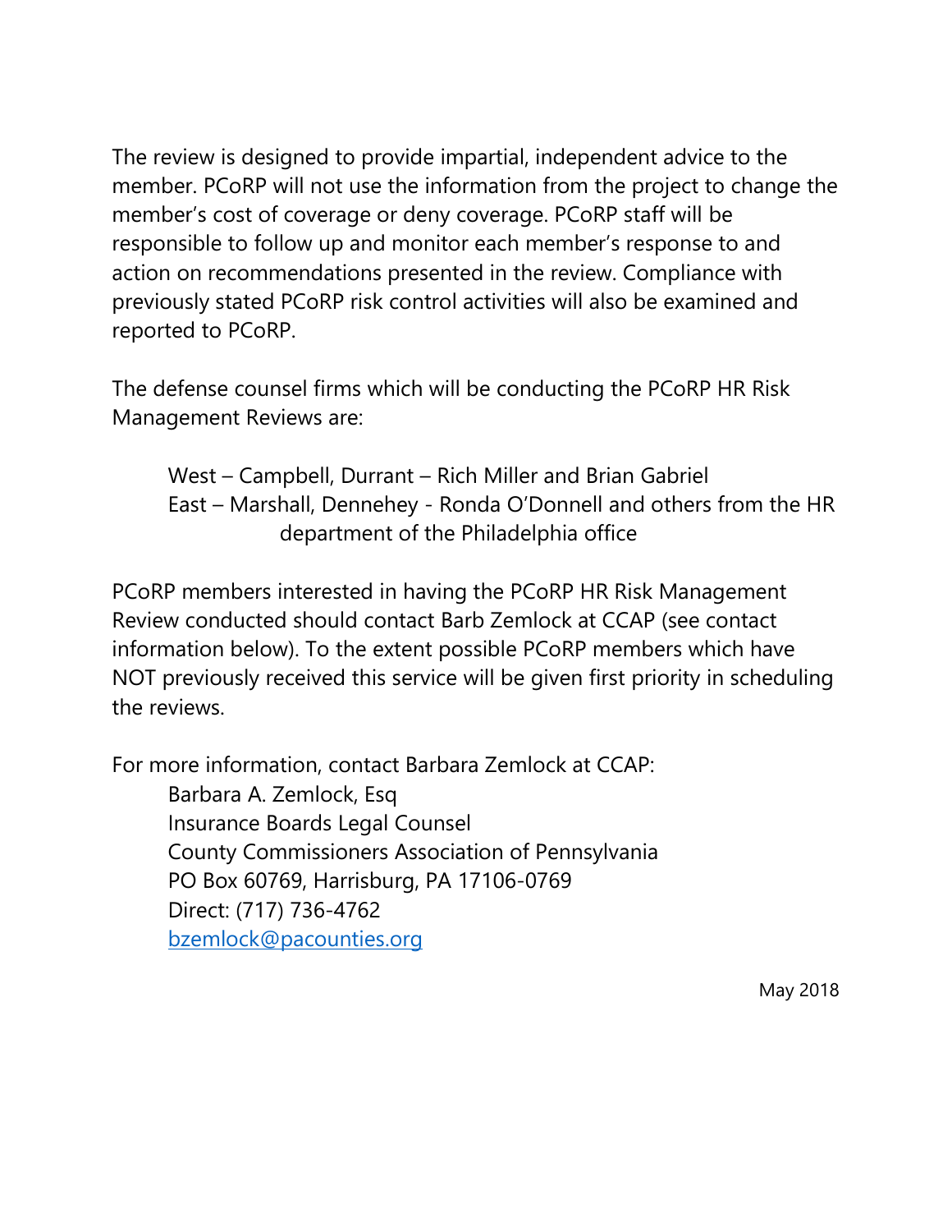The review is designed to provide impartial, independent advice to the member. PCoRP will not use the information from the project to change the member's cost of coverage or deny coverage. PCoRP staff will be responsible to follow up and monitor each member's response to and action on recommendations presented in the review. Compliance with previously stated PCoRP risk control activities will also be examined and reported to PCoRP.

The defense counsel firms which will be conducting the PCoRP HR Risk Management Reviews are:

West – Campbell, Durrant – Rich Miller and Brian Gabriel
East – Marshall, Dennehey - Ronda O'Donnell and others from the HR department of the Philadelphia office

PCoRP members interested in having the PCoRP HR Risk Management Review conducted should contact Barb Zemlock at CCAP (see contact information below). To the extent possible PCoRP members which have NOT previously received this service will be given first priority in scheduling the reviews.

For more information, contact Barbara Zemlock at CCAP:
Barbara A. Zemlock, Esq
Insurance Boards Legal Counsel
County Commissioners Association of Pennsylvania
PO Box 60769, Harrisburg, PA 17106-0769
Direct: (717) 736-4762
bzemlock@pacounties.org

May 2018